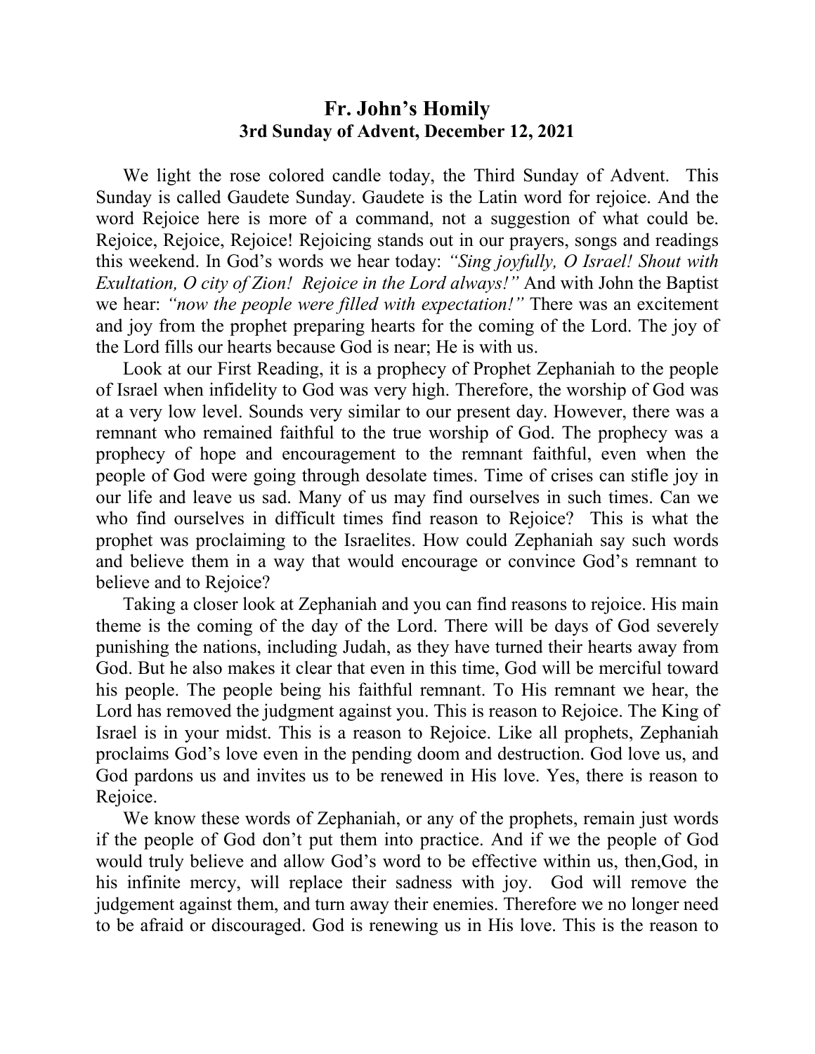# Fr. John's Homily
## 3rd Sunday of Advent, December 12, 2021

We light the rose colored candle today, the Third Sunday of Advent. This Sunday is called Gaudete Sunday. Gaudete is the Latin word for rejoice. And the word Rejoice here is more of a command, not a suggestion of what could be. Rejoice, Rejoice, Rejoice! Rejoicing stands out in our prayers, songs and readings this weekend. In God's words we hear today: *"Sing joyfully, O Israel! Shout with Exultation, O city of Zion! Rejoice in the Lord always!"* And with John the Baptist we hear: *"now the people were filled with expectation!"* There was an excitement and joy from the prophet preparing hearts for the coming of the Lord. The joy of the Lord fills our hearts because God is near; He is with us.

Look at our First Reading, it is a prophecy of Prophet Zephaniah to the people of Israel when infidelity to God was very high. Therefore, the worship of God was at a very low level. Sounds very similar to our present day. However, there was a remnant who remained faithful to the true worship of God. The prophecy was a prophecy of hope and encouragement to the remnant faithful, even when the people of God were going through desolate times. Time of crises can stifle joy in our life and leave us sad. Many of us may find ourselves in such times. Can we who find ourselves in difficult times find reason to Rejoice? This is what the prophet was proclaiming to the Israelites. How could Zephaniah say such words and believe them in a way that would encourage or convince God's remnant to believe and to Rejoice?

Taking a closer look at Zephaniah and you can find reasons to rejoice. His main theme is the coming of the day of the Lord. There will be days of God severely punishing the nations, including Judah, as they have turned their hearts away from God. But he also makes it clear that even in this time, God will be merciful toward his people. The people being his faithful remnant. To His remnant we hear, the Lord has removed the judgment against you. This is reason to Rejoice. The King of Israel is in your midst. This is a reason to Rejoice. Like all prophets, Zephaniah proclaims God's love even in the pending doom and destruction. God love us, and God pardons us and invites us to be renewed in His love. Yes, there is reason to Rejoice.

We know these words of Zephaniah, or any of the prophets, remain just words if the people of God don't put them into practice. And if we the people of God would truly believe and allow God's word to be effective within us, then,God, in his infinite mercy, will replace their sadness with joy. God will remove the judgement against them, and turn away their enemies. Therefore we no longer need to be afraid or discouraged. God is renewing us in His love. This is the reason to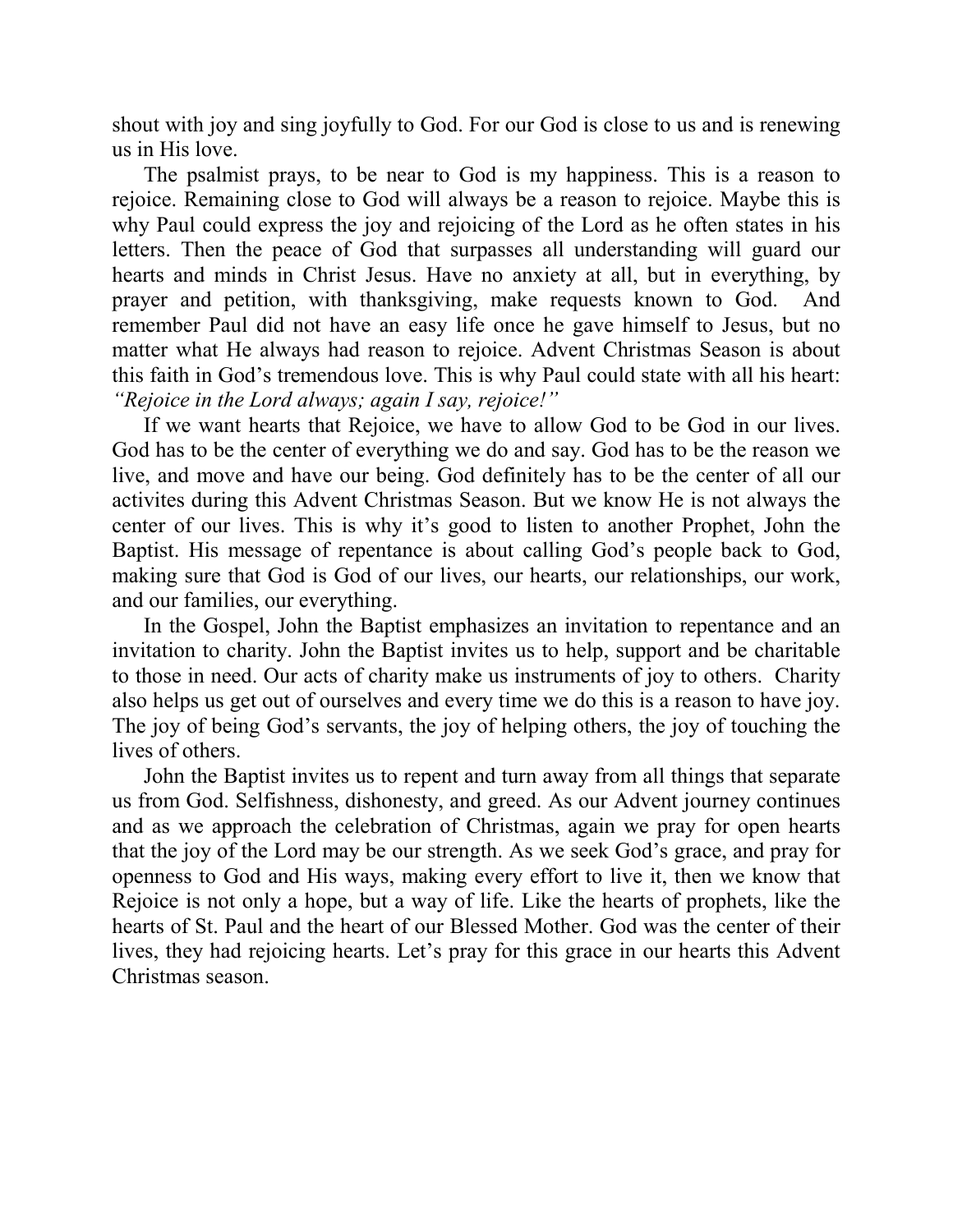shout with joy and sing joyfully to God. For our God is close to us and is renewing us in His love.

The psalmist prays, to be near to God is my happiness. This is a reason to rejoice. Remaining close to God will always be a reason to rejoice. Maybe this is why Paul could express the joy and rejoicing of the Lord as he often states in his letters. Then the peace of God that surpasses all understanding will guard our hearts and minds in Christ Jesus. Have no anxiety at all, but in everything, by prayer and petition, with thanksgiving, make requests known to God. And remember Paul did not have an easy life once he gave himself to Jesus, but no matter what He always had reason to rejoice. Advent Christmas Season is about this faith in God's tremendous love. This is why Paul could state with all his heart: *"Rejoice in the Lord always; again I say, rejoice!"*

If we want hearts that Rejoice, we have to allow God to be God in our lives. God has to be the center of everything we do and say. God has to be the reason we live, and move and have our being. God definitely has to be the center of all our activites during this Advent Christmas Season. But we know He is not always the center of our lives. This is why it's good to listen to another Prophet, John the Baptist. His message of repentance is about calling God's people back to God, making sure that God is God of our lives, our hearts, our relationships, our work, and our families, our everything.

In the Gospel, John the Baptist emphasizes an invitation to repentance and an invitation to charity. John the Baptist invites us to help, support and be charitable to those in need. Our acts of charity make us instruments of joy to others. Charity also helps us get out of ourselves and every time we do this is a reason to have joy. The joy of being God's servants, the joy of helping others, the joy of touching the lives of others.

John the Baptist invites us to repent and turn away from all things that separate us from God. Selfishness, dishonesty, and greed. As our Advent journey continues and as we approach the celebration of Christmas, again we pray for open hearts that the joy of the Lord may be our strength. As we seek God's grace, and pray for openness to God and His ways, making every effort to live it, then we know that Rejoice is not only a hope, but a way of life. Like the hearts of prophets, like the hearts of St. Paul and the heart of our Blessed Mother. God was the center of their lives, they had rejoicing hearts. Let's pray for this grace in our hearts this Advent Christmas season.